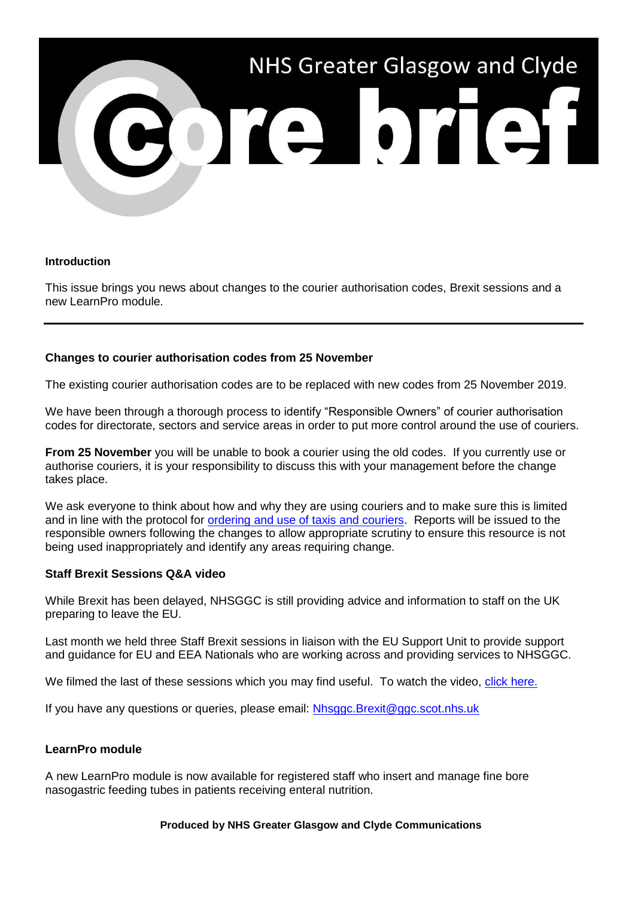# NHS Greater Glasgow and Clyde Core brief

**Introduction**

This issue brings you news about changes to the courier authorisation codes, Brexit sessions and a new LearnPro module.

---

## Changes to courier authorisation codes from 25 November

The existing courier authorisation codes are to be replaced with new codes from 25 November 2019.

We have been through a thorough process to identify "Responsible Owners" of courier authorisation codes for directorate, sectors and service areas in order to put more control around the use of couriers.

**From 25 November** you will be unable to book a courier using the old codes. If you currently use or authorise couriers, it is your responsibility to discuss this with your management before the change takes place.

We ask everyone to think about how and why they are using couriers and to make sure this is limited and in line with the protocol for ordering and use of taxis and couriers. Reports will be issued to the responsible owners following the changes to allow appropriate scrutiny to ensure this resource is not being used inappropriately and identify any areas requiring change.

## Staff Brexit Sessions Q&A video

While Brexit has been delayed, NHSGGC is still providing advice and information to staff on the UK preparing to leave the EU.

Last month we held three Staff Brexit sessions in liaison with the EU Support Unit to provide support and guidance for EU and EEA Nationals who are working across and providing services to NHSGGC.

We filmed the last of these sessions which you may find useful. To watch the video, click here.

If you have any questions or queries, please email: Nhsggc.Brexit@ggc.scot.nhs.uk

## LearnPro module

A new LearnPro module is now available for registered staff who insert and manage fine bore nasogastric feeding tubes in patients receiving enteral nutrition.

**Produced by NHS Greater Glasgow and Clyde Communications**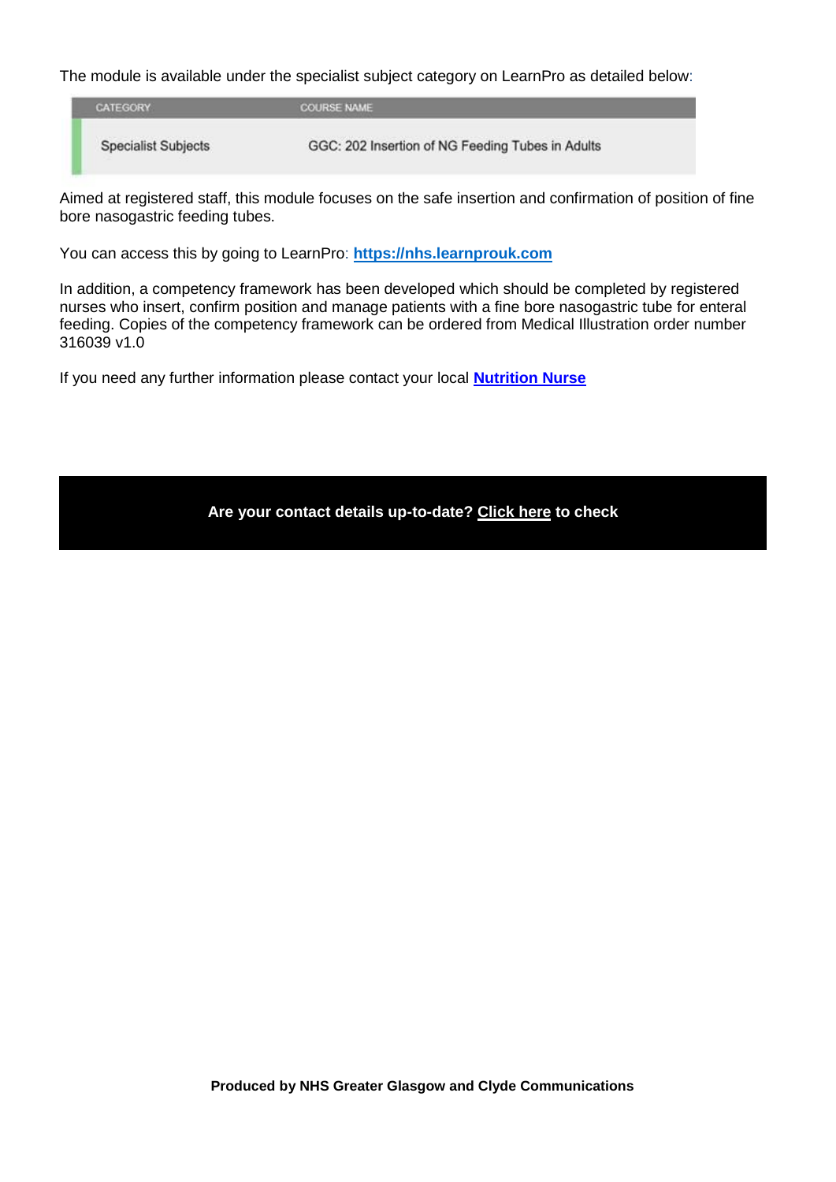The module is available under the specialist subject category on LearnPro as detailed below:

| CATEGORY | COURSE NAME |
|---|---|
| Specialist Subjects | GGC: 202 Insertion of NG Feeding Tubes in Adults |

Aimed at registered staff, this module focuses on the safe insertion and confirmation of position of fine bore nasogastric feeding tubes.

You can access this by going to LearnPro: **https://nhs.learnprouk.com**

In addition, a competency framework has been developed which should be completed by registered nurses who insert, confirm position and manage patients with a fine bore nasogastric tube for enteral feeding. Copies of the competency framework can be ordered from Medical Illustration order number 316039 v1.0

If you need any further information please contact your local **Nutrition Nurse**

**Are your contact details up-to-date? Click here to check**

**Produced by NHS Greater Glasgow and Clyde Communications**